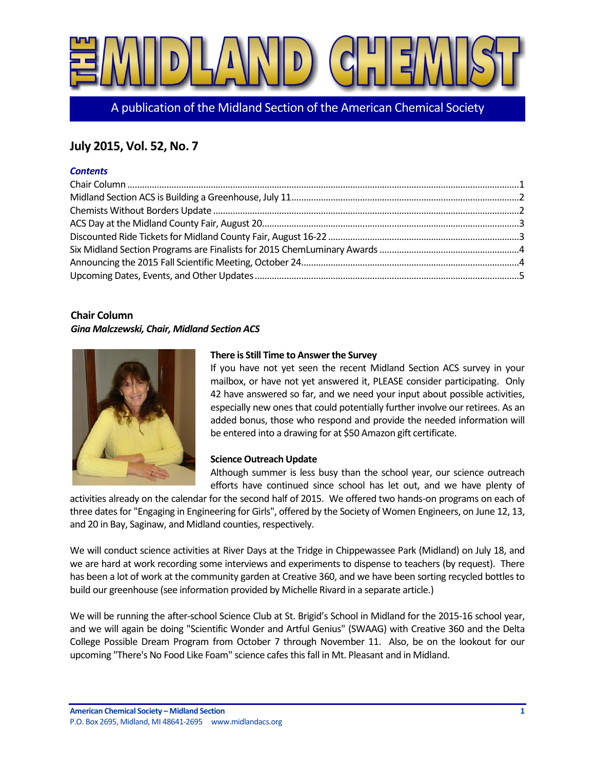# THE MIDLAND CHEMIST

A publication of the Midland Section of the American Chemical Society

## July 2015, Vol. 52, No. 7

***Contents***

Chair Column ....1
Midland Section ACS is Building a Greenhouse, July 11 ....2
Chemists Without Borders Update ....2
ACS Day at the Midland County Fair, August 20 ....3
Discounted Ride Tickets for Midland County Fair, August 16-22 ....3
Six Midland Section Programs are Finalists for 2015 ChemLuminary Awards ....4
Announcing the 2015 Fall Scientific Meeting, October 24 ....4
Upcoming Dates, Events, and Other Updates ....5

### Chair Column

***Gina Malczewski, Chair, Midland Section ACS***

**There is Still Time to Answer the Survey**

If you have not yet seen the recent Midland Section ACS survey in your mailbox, or have not yet answered it, PLEASE consider participating. Only 42 have answered so far, and we need your input about possible activities, especially new ones that could potentially further involve our retirees. As an added bonus, those who respond and provide the needed information will be entered into a drawing for at $50 Amazon gift certificate.

**Science Outreach Update**

Although summer is less busy than the school year, our science outreach efforts have continued since school has let out, and we have plenty of activities already on the calendar for the second half of 2015. We offered two hands-on programs on each of three dates for "Engaging in Engineering for Girls", offered by the Society of Women Engineers, on June 12, 13, and 20 in Bay, Saginaw, and Midland counties, respectively.

We will conduct science activities at River Days at the Tridge in Chippewassee Park (Midland) on July 18, and we are hard at work recording some interviews and experiments to dispense to teachers (by request). There has been a lot of work at the community garden at Creative 360, and we have been sorting recycled bottles to build our greenhouse (see information provided by Michelle Rivard in a separate article.)

We will be running the after-school Science Club at St. Brigid's School in Midland for the 2015-16 school year, and we will again be doing "Scientific Wonder and Artful Genius" (SWAAG) with Creative 360 and the Delta College Possible Dream Program from October 7 through November 11. Also, be on the lookout for our upcoming "There's No Food Like Foam" science cafes this fall in Mt. Pleasant and in Midland.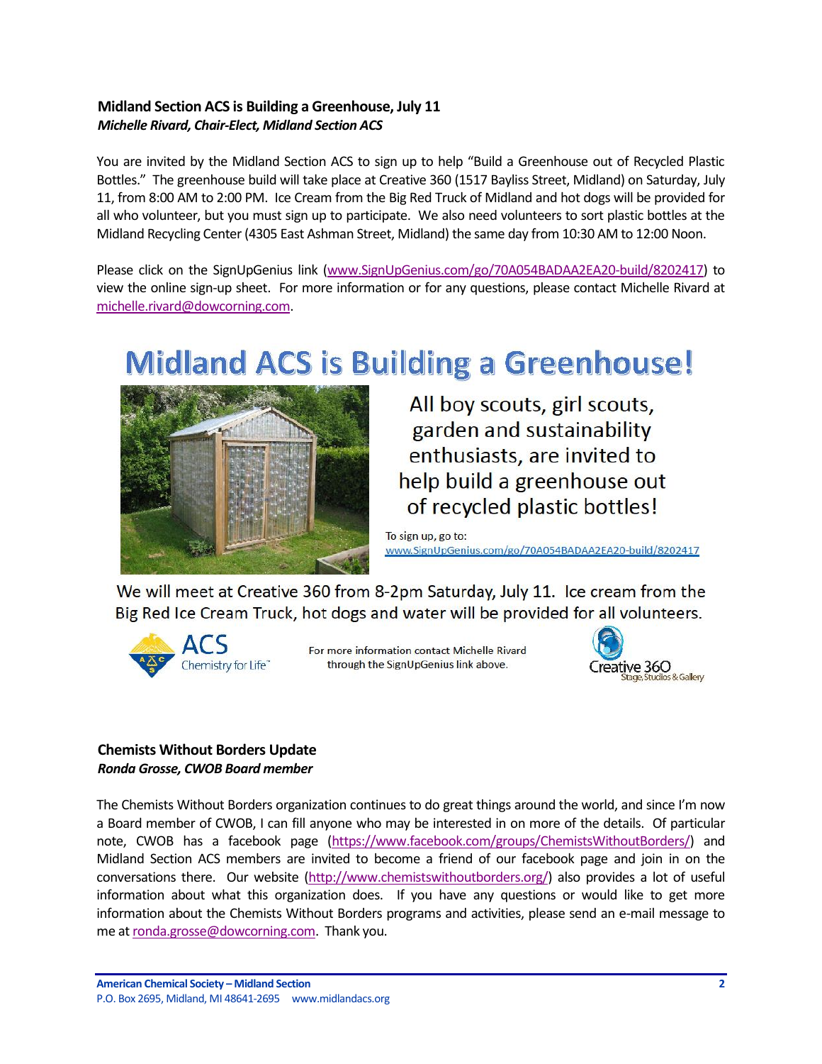### Midland Section ACS is Building a Greenhouse, July 11

***Michelle Rivard, Chair-Elect, Midland Section ACS***

You are invited by the Midland Section ACS to sign up to help "Build a Greenhouse out of Recycled Plastic Bottles." The greenhouse build will take place at Creative 360 (1517 Bayliss Street, Midland) on Saturday, July 11, from 8:00 AM to 2:00 PM. Ice Cream from the Big Red Truck of Midland and hot dogs will be provided for all who volunteer, but you must sign up to participate. We also need volunteers to sort plastic bottles at the Midland Recycling Center (4305 East Ashman Street, Midland) the same day from 10:30 AM to 12:00 Noon.

Please click on the SignUpGenius link (www.SignUpGenius.com/go/70A054BADAA2EA20-build/8202417) to view the online sign-up sheet. For more information or for any questions, please contact Michelle Rivard at michelle.rivard@dowcorning.com.

## Midland ACS is Building a Greenhouse!

All boy scouts, girl scouts, garden and sustainability enthusiasts, are invited to help build a greenhouse out of recycled plastic bottles!

To sign up, go to:
www.SignUpGenius.com/go/70A054BADAA2EA20-build/8202417

We will meet at Creative 360 from 8-2pm Saturday, July 11. Ice cream from the Big Red Ice Cream Truck, hot dogs and water will be provided for all volunteers.

ACS Chemistry for Life™

For more information contact Michelle Rivard through the SignUpGenius link above.

Creative 360 Stage, Studios & Gallery

### Chemists Without Borders Update

***Ronda Grosse, CWOB Board member***

The Chemists Without Borders organization continues to do great things around the world, and since I'm now a Board member of CWOB, I can fill anyone who may be interested in on more of the details. Of particular note, CWOB has a facebook page (https://www.facebook.com/groups/ChemistsWithoutBorders/) and Midland Section ACS members are invited to become a friend of our facebook page and join in on the conversations there. Our website (http://www.chemistswithoutborders.org/) also provides a lot of useful information about what this organization does. If you have any questions or would like to get more information about the Chemists Without Borders programs and activities, please send an e-mail message to me at ronda.grosse@dowcorning.com. Thank you.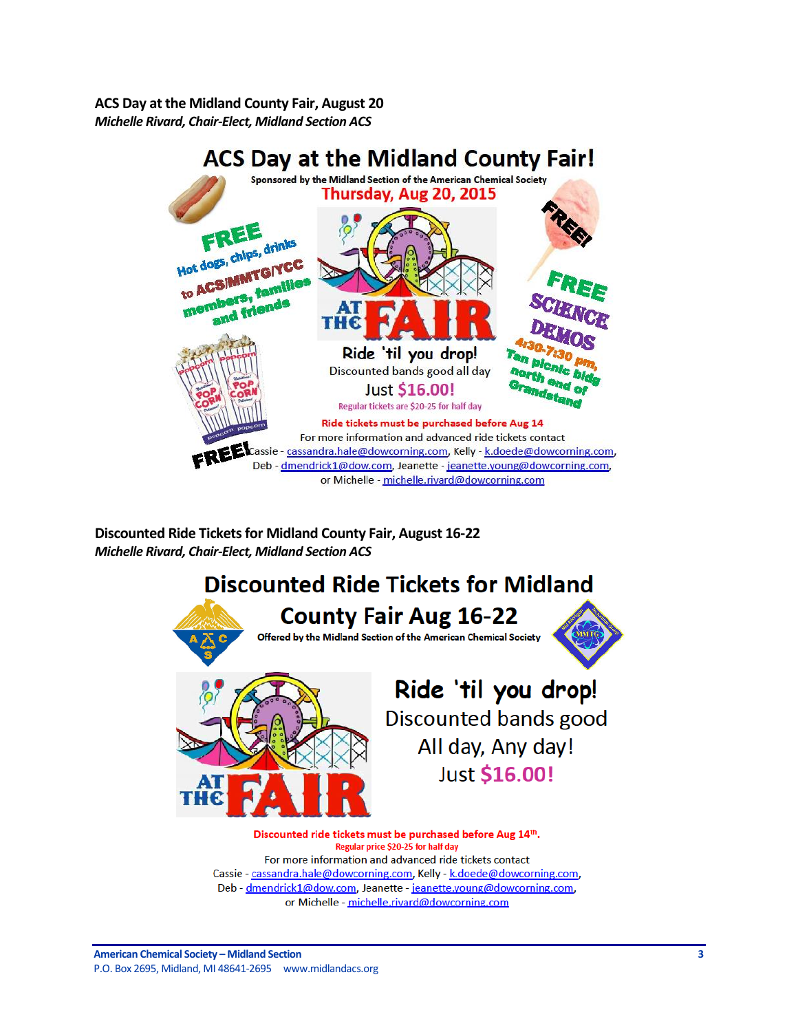## ACS Day at the Midland County Fair, August 20

***Michelle Rivard, Chair-Elect, Midland Section ACS***

# ACS Day at the Midland County Fair!

**Sponsored by the Midland Section of the American Chemical Society**

**Thursday, Aug 20, 2015**

**FREE** Hot dogs, chips, drinks to ACS/MMTG/YCC members, families and friends

**FREE!** (cotton candy)

**FREE SCIENCE DEMOS** 4:30-7:30 pm, Tan picnic bldg north end of Grandstand

**FREE!** (popcorn)

AT THE FAIR

**Ride 'til you drop!**

Discounted bands good all day

Just **$16.00!**

Regular tickets are $20-25 for half day

**Ride tickets must be purchased before Aug 14**

For more information and advanced ride tickets contact Cassie - cassandra.hale@dowcorning.com, Kelly - k.doede@dowcorning.com, Deb - dmendrick1@dow.com, Jeanette - jeanette.young@dowcorning.com, or Michelle - michelle.rivard@dowcorning.com

## Discounted Ride Tickets for Midland County Fair, August 16-22

***Michelle Rivard, Chair-Elect, Midland Section ACS***

# Discounted Ride Tickets for Midland County Fair Aug 16-22

**Offered by the Midland Section of the American Chemical Society**

AT THE FAIR

**Ride 'til you drop!**

Discounted bands good

All day, Any day!

Just **$16.00!**

**Discounted ride tickets must be purchased before Aug 14th.**

Regular price $20-25 for half day

For more information and advanced ride tickets contact Cassie - cassandra.hale@dowcorning.com, Kelly - k.doede@dowcorning.com, Deb - dmendrick1@dow.com, Jeanette - jeanette.young@dowcorning.com, or Michelle - michelle.rivard@dowcorning.com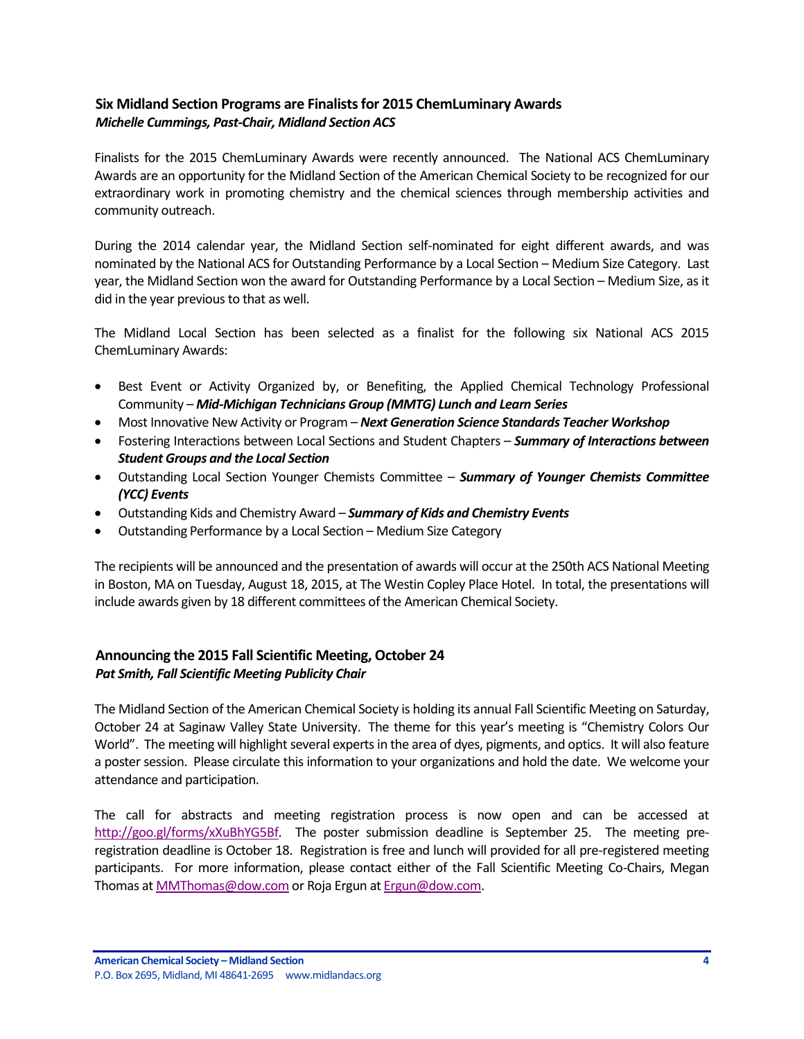## Six Midland Section Programs are Finalists for 2015 ChemLuminary Awards

***Michelle Cummings, Past-Chair, Midland Section ACS***

Finalists for the 2015 ChemLuminary Awards were recently announced. The National ACS ChemLuminary Awards are an opportunity for the Midland Section of the American Chemical Society to be recognized for our extraordinary work in promoting chemistry and the chemical sciences through membership activities and community outreach.

During the 2014 calendar year, the Midland Section self-nominated for eight different awards, and was nominated by the National ACS for Outstanding Performance by a Local Section – Medium Size Category. Last year, the Midland Section won the award for Outstanding Performance by a Local Section – Medium Size, as it did in the year previous to that as well.

The Midland Local Section has been selected as a finalist for the following six National ACS 2015 ChemLuminary Awards:

- Best Event or Activity Organized by, or Benefiting, the Applied Chemical Technology Professional Community – ***Mid-Michigan Technicians Group (MMTG) Lunch and Learn Series***
- Most Innovative New Activity or Program – ***Next Generation Science Standards Teacher Workshop***
- Fostering Interactions between Local Sections and Student Chapters – ***Summary of Interactions between Student Groups and the Local Section***
- Outstanding Local Section Younger Chemists Committee – ***Summary of Younger Chemists Committee (YCC) Events***
- Outstanding Kids and Chemistry Award – ***Summary of Kids and Chemistry Events***
- Outstanding Performance by a Local Section – Medium Size Category

The recipients will be announced and the presentation of awards will occur at the 250th ACS National Meeting in Boston, MA on Tuesday, August 18, 2015, at The Westin Copley Place Hotel. In total, the presentations will include awards given by 18 different committees of the American Chemical Society.

## Announcing the 2015 Fall Scientific Meeting, October 24

***Pat Smith, Fall Scientific Meeting Publicity Chair***

The Midland Section of the American Chemical Society is holding its annual Fall Scientific Meeting on Saturday, October 24 at Saginaw Valley State University. The theme for this year's meeting is "Chemistry Colors Our World". The meeting will highlight several experts in the area of dyes, pigments, and optics. It will also feature a poster session. Please circulate this information to your organizations and hold the date. We welcome your attendance and participation.

The call for abstracts and meeting registration process is now open and can be accessed at http://goo.gl/forms/xXuBhYG5Bf. The poster submission deadline is September 25. The meeting pre-registration deadline is October 18. Registration is free and lunch will provided for all pre-registered meeting participants. For more information, please contact either of the Fall Scientific Meeting Co-Chairs, Megan Thomas at MMThomas@dow.com or Roja Ergun at Ergun@dow.com.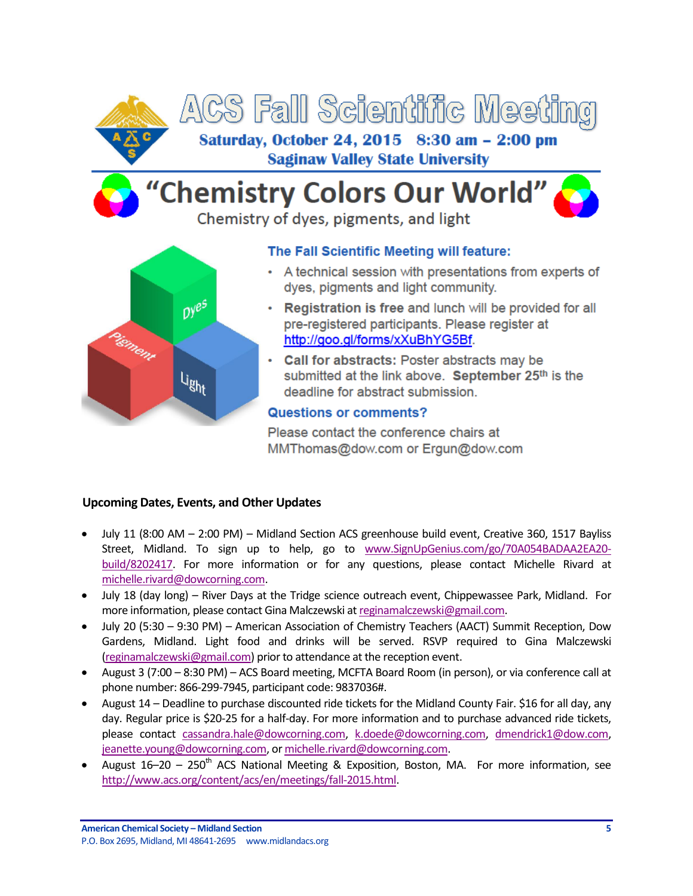# ACS Fall Scientific Meeting

**Saturday, October 24, 2015 8:30 am – 2:00 pm**

**Saginaw Valley State University**

## "Chemistry Colors Our World"

Chemistry of dyes, pigments, and light

### The Fall Scientific Meeting will feature:

- A technical session with presentations from experts of dyes, pigments and light community.
- **Registration is free** and lunch will be provided for all pre-registered participants. Please register at http://goo.gl/forms/xXuBhYG5Bf.
- **Call for abstracts:** Poster abstracts may be submitted at the link above. **September 25th** is the deadline for abstract submission.

### Questions or comments?

Please contact the conference chairs at MMThomas@dow.com or Ergun@dow.com

**Upcoming Dates, Events, and Other Updates**

- July 11 (8:00 AM – 2:00 PM) – Midland Section ACS greenhouse build event, Creative 360, 1517 Bayliss Street, Midland. To sign up to help, go to www.SignUpGenius.com/go/70A054BADAA2EA20-build/8202417. For more information or for any questions, please contact Michelle Rivard at michelle.rivard@dowcorning.com.
- July 18 (day long) – River Days at the Tridge science outreach event, Chippewassee Park, Midland. For more information, please contact Gina Malczewski at reginamalczewski@gmail.com.
- July 20 (5:30 – 9:30 PM) – American Association of Chemistry Teachers (AACT) Summit Reception, Dow Gardens, Midland. Light food and drinks will be served. RSVP required to Gina Malczewski (reginamalczewski@gmail.com) prior to attendance at the reception event.
- August 3 (7:00 – 8:30 PM) – ACS Board meeting, MCFTA Board Room (in person), or via conference call at phone number: 866-299-7945, participant code: 9837036#.
- August 14 – Deadline to purchase discounted ride tickets for the Midland County Fair. $16 for all day, any day. Regular price is $20-25 for a half-day. For more information and to purchase advanced ride tickets, please contact cassandra.hale@dowcorning.com, k.doede@dowcorning.com, dmendrick1@dow.com, jeanette.young@dowcorning.com, or michelle.rivard@dowcorning.com.
- August 16–20 – 250th ACS National Meeting & Exposition, Boston, MA. For more information, see http://www.acs.org/content/acs/en/meetings/fall-2015.html.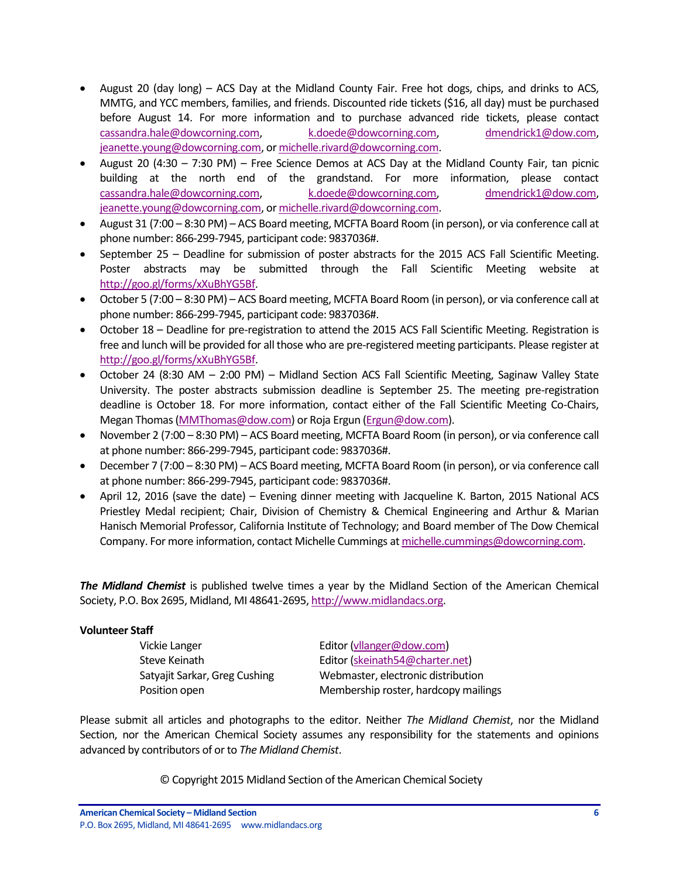- August 20 (day long) – ACS Day at the Midland County Fair. Free hot dogs, chips, and drinks to ACS, MMTG, and YCC members, families, and friends. Discounted ride tickets ($16, all day) must be purchased before August 14. For more information and to purchase advanced ride tickets, please contact cassandra.hale@dowcorning.com, k.doede@dowcorning.com, dmendrick1@dow.com, jeanette.young@dowcorning.com, or michelle.rivard@dowcorning.com.
- August 20 (4:30 – 7:30 PM) – Free Science Demos at ACS Day at the Midland County Fair, tan picnic building at the north end of the grandstand. For more information, please contact cassandra.hale@dowcorning.com, k.doede@dowcorning.com, dmendrick1@dow.com, jeanette.young@dowcorning.com, or michelle.rivard@dowcorning.com.
- August 31 (7:00 – 8:30 PM) – ACS Board meeting, MCFTA Board Room (in person), or via conference call at phone number: 866-299-7945, participant code: 9837036#.
- September 25 – Deadline for submission of poster abstracts for the 2015 ACS Fall Scientific Meeting. Poster abstracts may be submitted through the Fall Scientific Meeting website at http://goo.gl/forms/xXuBhYG5Bf.
- October 5 (7:00 – 8:30 PM) – ACS Board meeting, MCFTA Board Room (in person), or via conference call at phone number: 866-299-7945, participant code: 9837036#.
- October 18 – Deadline for pre-registration to attend the 2015 ACS Fall Scientific Meeting. Registration is free and lunch will be provided for all those who are pre-registered meeting participants. Please register at http://goo.gl/forms/xXuBhYG5Bf.
- October 24 (8:30 AM – 2:00 PM) – Midland Section ACS Fall Scientific Meeting, Saginaw Valley State University. The poster abstracts submission deadline is September 25. The meeting pre-registration deadline is October 18. For more information, contact either of the Fall Scientific Meeting Co-Chairs, Megan Thomas (MMThomas@dow.com) or Roja Ergun (Ergun@dow.com).
- November 2 (7:00 – 8:30 PM) – ACS Board meeting, MCFTA Board Room (in person), or via conference call at phone number: 866-299-7945, participant code: 9837036#.
- December 7 (7:00 – 8:30 PM) – ACS Board meeting, MCFTA Board Room (in person), or via conference call at phone number: 866-299-7945, participant code: 9837036#.
- April 12, 2016 (save the date) – Evening dinner meeting with Jacqueline K. Barton, 2015 National ACS Priestley Medal recipient; Chair, Division of Chemistry & Chemical Engineering and Arthur & Marian Hanisch Memorial Professor, California Institute of Technology; and Board member of The Dow Chemical Company. For more information, contact Michelle Cummings at michelle.cummings@dowcorning.com.

***The Midland Chemist*** is published twelve times a year by the Midland Section of the American Chemical Society, P.O. Box 2695, Midland, MI 48641-2695, http://www.midlandacs.org.

**Volunteer Staff**

| | |
|---|---|
| Vickie Langer | Editor (vllanger@dow.com) |
| Steve Keinath | Editor (skeinath54@charter.net) |
| Satyajit Sarkar, Greg Cushing | Webmaster, electronic distribution |
| Position open | Membership roster, hardcopy mailings |

Please submit all articles and photographs to the editor. Neither *The Midland Chemist*, nor the Midland Section, nor the American Chemical Society assumes any responsibility for the statements and opinions advanced by contributors of or to *The Midland Chemist*.

© Copyright 2015 Midland Section of the American Chemical Society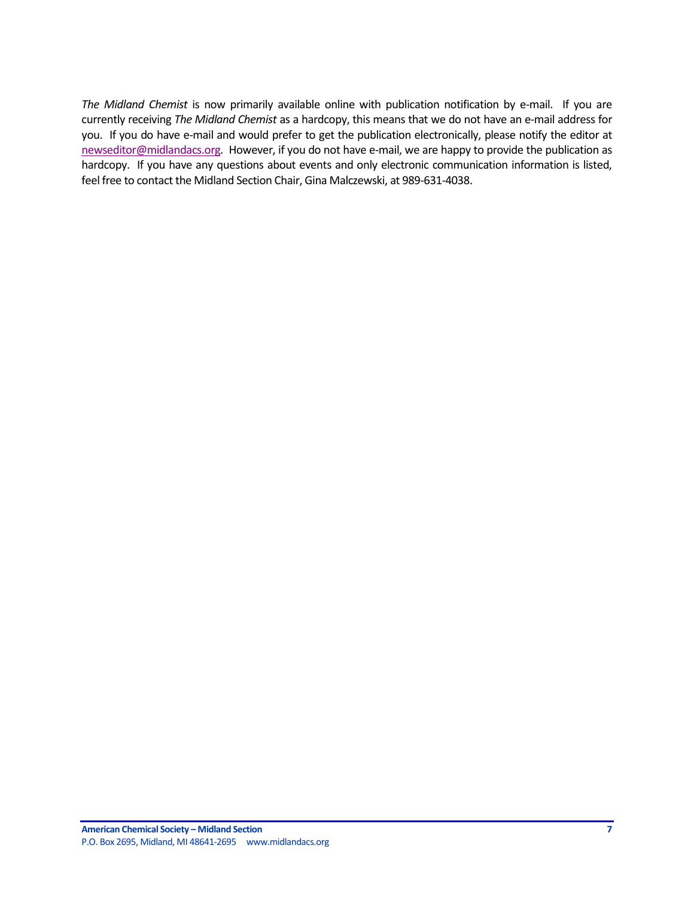*The Midland Chemist* is now primarily available online with publication notification by e-mail. If you are currently receiving *The Midland Chemist* as a hardcopy, this means that we do not have an e-mail address for you. If you do have e-mail and would prefer to get the publication electronically, please notify the editor at newseditor@midlandacs.org. However, if you do not have e-mail, we are happy to provide the publication as hardcopy. If you have any questions about events and only electronic communication information is listed, feel free to contact the Midland Section Chair, Gina Malczewski, at 989-631-4038.